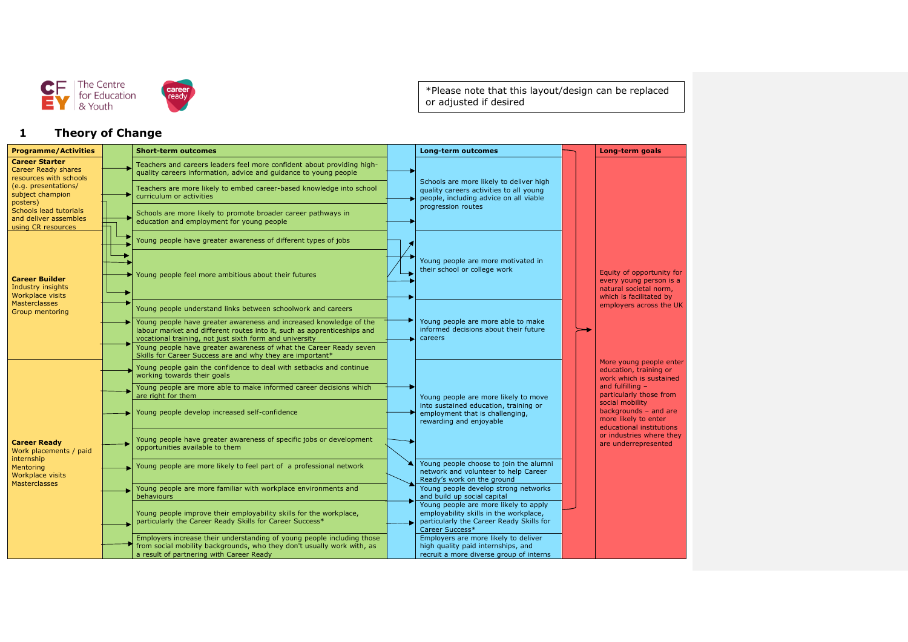*Please note that this layout/design can be replaced or adjusted if desired

## 1 Theory of Change

| Programme/Activities | Short-term outcomes | Long-term outcomes | Long-term goals |
|---|---|---|---|
| **Career Starter**<br>Career Ready shares resources with schools (e.g. presentations/ subject champion posters)<br>Schools lead tutorials and deliver assembles using CR resources | Teachers and careers leaders feel more confident about providing high-quality careers information, advice and guidance to young people<br><br>Teachers are more likely to embed career-based knowledge into school curriculum or activities<br><br>Schools are more likely to promote broader career pathways in education and employment for young people | Schools are more likely to deliver high quality careers activities to all young people, including advice on all viable progression routes | Equity of opportunity for every young person is a natural societal norm, which is facilitated by employers across the UK<br><br>More young people enter education, training or work which is sustained and fulfilling – particularly those from social mobility backgrounds – and are more likely to enter educational institutions or industries where they are underrepresented |
| **Career Builder**<br>Industry insights<br>Workplace visits<br>Masterclasses<br>Group mentoring | Young people have greater awareness of different types of jobs<br><br>Young people feel more ambitious about their futures<br><br>Young people understand links between schoolwork and careers<br><br>Young people have greater awareness and increased knowledge of the labour market and different routes into it, such as apprenticeships and vocational training, not just sixth form and university<br><br>Young people have greater awareness of what the Career Ready seven Skills for Career Success are and why they are important* | Young people are more motivated in their school or college work<br><br>Young people are more able to make informed decisions about their future careers | |
| **Career Ready**<br>Work placements / paid internship<br>Mentoring<br>Workplace visits<br>Masterclasses | Young people gain the confidence to deal with setbacks and continue working towards their goals<br><br>Young people are more able to make informed career decisions which are right for them<br><br>Young people develop increased self-confidence<br><br>Young people have greater awareness of specific jobs or development opportunities available to them<br><br>Young people are more likely to feel part of a professional network<br><br>Young people are more familiar with workplace environments and behaviours<br><br>Young people improve their employability skills for the workplace, particularly the Career Ready Skills for Career Success*<br><br>Employers increase their understanding of young people including those from social mobility backgrounds, who they don't usually work with, as a result of partnering with Career Ready | Young people are more likely to move into sustained education, training or employment that is challenging, rewarding and enjoyable<br><br>Young people choose to join the alumni network and volunteer to help Career Ready's work on the ground<br><br>Young people develop strong networks and build up social capital<br><br>Young people are more likely to apply employability skills in the workplace, particularly the Career Ready Skills for Career Success*<br><br>Employers are more likely to deliver high quality paid internships, and recruit a more diverse group of interns | |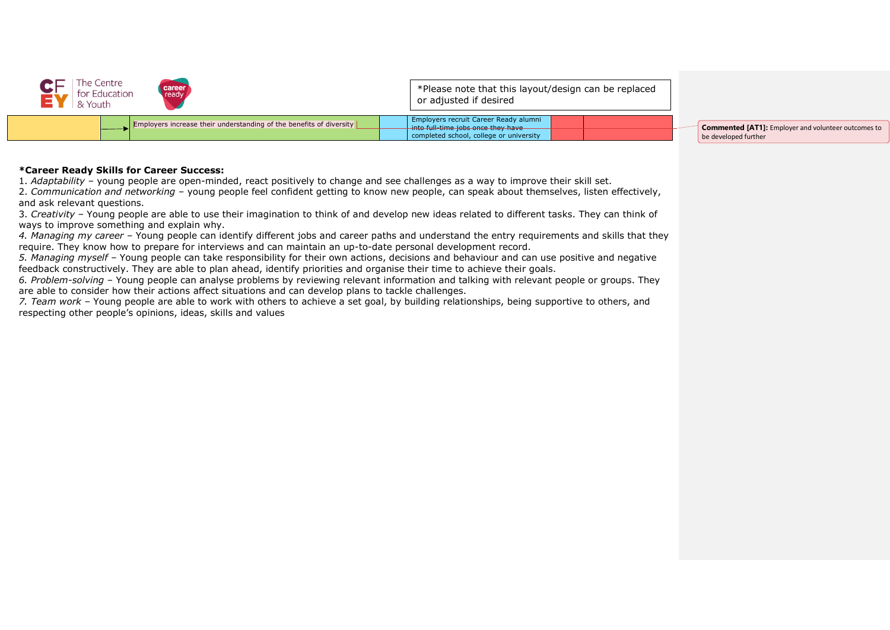*Please note that this layout/design can be replaced or adjusted if desired

| | | | | | | |
|---|---|---|---|---|---|---|
| | → | Employers increase their understanding of the benefits of diversity | | Employers recruit Career Ready alumni into full-time jobs once they have completed school, college or university | | |

Commented [AT1]: Employer and volunteer outcomes to be developed further

**\*Career Ready Skills for Career Success:**

1. *Adaptability* – young people are open-minded, react positively to change and see challenges as a way to improve their skill set.
2. *Communication and networking* – young people feel confident getting to know new people, can speak about themselves, listen effectively, and ask relevant questions.
3. *Creativity* – Young people are able to use their imagination to think of and develop new ideas related to different tasks. They can think of ways to improve something and explain why.
4. *Managing my career* – Young people can identify different jobs and career paths and understand the entry requirements and skills that they require. They know how to prepare for interviews and can maintain an up-to-date personal development record.
5. *Managing myself* – Young people can take responsibility for their own actions, decisions and behaviour and can use positive and negative feedback constructively. They are able to plan ahead, identify priorities and organise their time to achieve their goals.
6. *Problem-solving* – Young people can analyse problems by reviewing relevant information and talking with relevant people or groups. They are able to consider how their actions affect situations and can develop plans to tackle challenges.
7. *Team work* – Young people are able to work with others to achieve a set goal, by building relationships, being supportive to others, and respecting other people's opinions, ideas, skills and values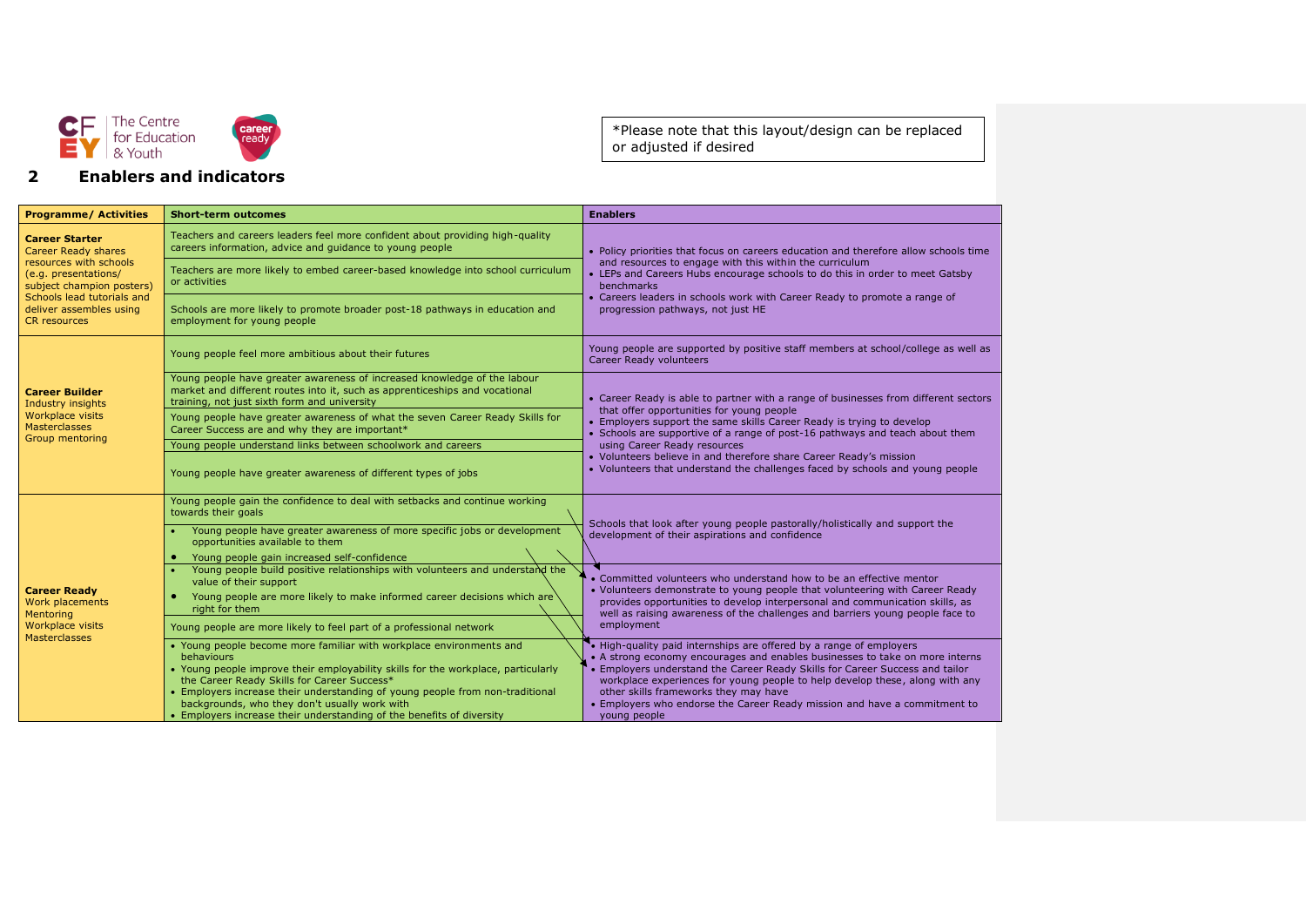*Please note that this layout/design can be replaced or adjusted if desired

## 2 Enablers and indicators

| Programme/ Activities | Short-term outcomes | Enablers |
|---|---|---|
| **Career Starter** Career Ready shares resources with schools (e.g. presentations/ subject champion posters) Schools lead tutorials and deliver assembles using CR resources | Teachers and careers leaders feel more confident about providing high-quality careers information, advice and guidance to young people | • Policy priorities that focus on careers education and therefore allow schools time and resources to engage with this within the curriculum • LEPs and Careers Hubs encourage schools to do this in order to meet Gatsby benchmarks • Careers leaders in schools work with Career Ready to promote a range of progression pathways, not just HE |
| | Teachers are more likely to embed career-based knowledge into school curriculum or activities | |
| | Schools are more likely to promote broader post-18 pathways in education and employment for young people | |
| **Career Builder** Industry insights Workplace visits Masterclasses Group mentoring | Young people feel more ambitious about their futures | Young people are supported by positive staff members at school/college as well as Career Ready volunteers |
| | Young people have greater awareness of increased knowledge of the labour market and different routes into it, such as apprenticeships and vocational training, not just sixth form and university | • Career Ready is able to partner with a range of businesses from different sectors that offer opportunities for young people • Employers support the same skills Career Ready is trying to develop • Schools are supportive of a range of post-16 pathways and teach about them using Career Ready resources • Volunteers believe in and therefore share Career Ready's mission • Volunteers that understand the challenges faced by schools and young people |
| | Young people have greater awareness of what the seven Career Ready Skills for Career Success are and why they are important* | |
| | Young people understand links between schoolwork and careers | |
| | Young people have greater awareness of different types of jobs | |
| **Career Ready** Work placements Mentoring Workplace visits Masterclasses | Young people gain the confidence to deal with setbacks and continue working towards their goals | Schools that look after young people pastorally/holistically and support the development of their aspirations and confidence |
| | • Young people have greater awareness of more specific jobs or development opportunities available to them | |
| | • Young people gain increased self-confidence | |
| | • Young people build positive relationships with volunteers and understand the value of their support • Young people are more likely to make informed career decisions which are right for them | • Committed volunteers who understand how to be an effective mentor • Volunteers demonstrate to young people that volunteering with Career Ready provides opportunities to develop interpersonal and communication skills, as well as raising awareness of the challenges and barriers young people face to employment |
| | Young people are more likely to feel part of a professional network | |
| | • Young people become more familiar with workplace environments and behaviours • Young people improve their employability skills for the workplace, particularly the Career Ready Skills for Career Success* • Employers increase their understanding of young people from non-traditional backgrounds, who they don't usually work with • Employers increase their understanding of the benefits of diversity | • High-quality paid internships are offered by a range of employers • A strong economy encourages and enables businesses to take on more interns • Employers understand the Career Ready Skills for Career Success and tailor workplace experiences for young people to help develop these, along with any other skills frameworks they may have • Employers who endorse the Career Ready mission and have a commitment to young people |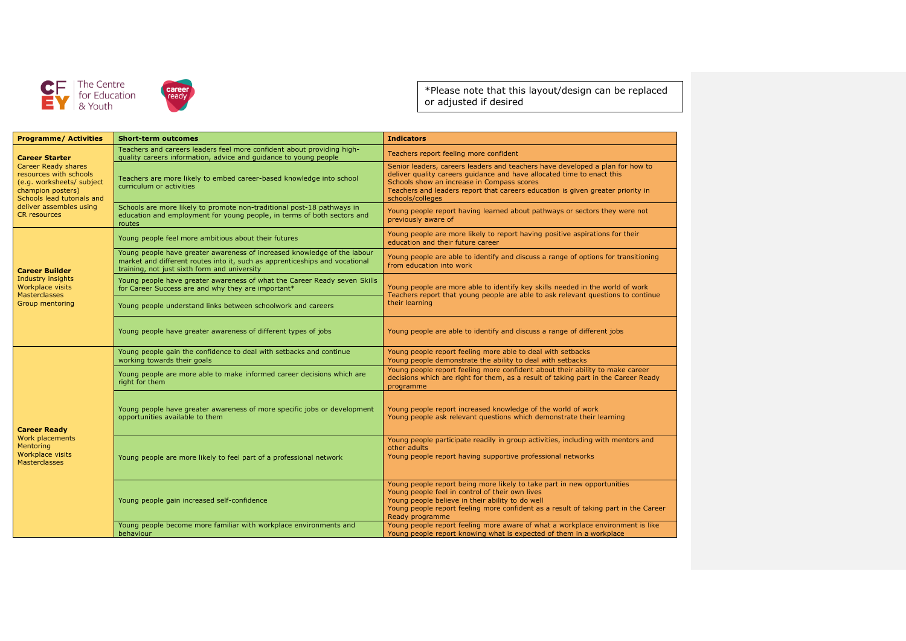*Please note that this layout/design can be replaced or adjusted if desired

| Programme/ Activities | Short-term outcomes | Indicators |
|---|---|---|
| **Career Starter**<br>Career Ready shares resources with schools (e.g. worksheets/ subject champion posters)<br>Schools lead tutorials and deliver assemblies using CR resources | Teachers and careers leaders feel more confident about providing high-quality careers information, advice and guidance to young people | Teachers report feeling more confident |
| | Teachers are more likely to embed career-based knowledge into school curriculum or activities | Senior leaders, careers leaders and teachers have developed a plan for how to deliver quality careers guidance and have allocated time to enact this<br>Schools show an increase in Compass scores<br>Teachers and leaders report that careers education is given greater priority in schools/colleges |
| | Schools are more likely to promote non-traditional post-18 pathways in education and employment for young people, in terms of both sectors and routes | Young people report having learned about pathways or sectors they were not previously aware of |
| **Career Builder**<br>Industry insights<br>Workplace visits<br>Masterclasses<br>Group mentoring | Young people feel more ambitious about their futures | Young people are more likely to report having positive aspirations for their education and their future career |
| | Young people have greater awareness of increased knowledge of the labour market and different routes into it, such as apprenticeships and vocational training, not just sixth form and university | Young people are able to identify and discuss a range of options for transitioning from education into work |
| | Young people have greater awareness of what the Career Ready seven Skills for Career Success are and why they are important* | Young people are more able to identify key skills needed in the world of work<br>Teachers report that young people are able to ask relevant questions to continue their learning |
| | Young people understand links between schoolwork and careers | |
| | Young people have greater awareness of different types of jobs | Young people are able to identify and discuss a range of different jobs |
| **Career Ready**<br>Work placements<br>Mentoring<br>Workplace visits<br>Masterclasses | Young people gain the confidence to deal with setbacks and continue working towards their goals | Young people report feeling more able to deal with setbacks<br>Young people demonstrate the ability to deal with setbacks |
| | Young people are more able to make informed career decisions which are right for them | Young people report feeling more confident about their ability to make career decisions which are right for them, as a result of taking part in the Career Ready programme |
| | Young people have greater awareness of more specific jobs or development opportunities available to them | Young people report increased knowledge of the world of work<br>Young people ask relevant questions which demonstrate their learning |
| | Young people are more likely to feel part of a professional network | Young people participate readily in group activities, including with mentors and other adults<br>Young people report having supportive professional networks |
| | Young people gain increased self-confidence | Young people report being more likely to take part in new opportunities<br>Young people feel in control of their own lives<br>Young people believe in their ability to do well<br>Young people report feeling more confident as a result of taking part in the Career Ready programme |
| | Young people become more familiar with workplace environments and behaviour | Young people report feeling more aware of what a workplace environment is like<br>Young people report knowing what is expected of them in a workplace |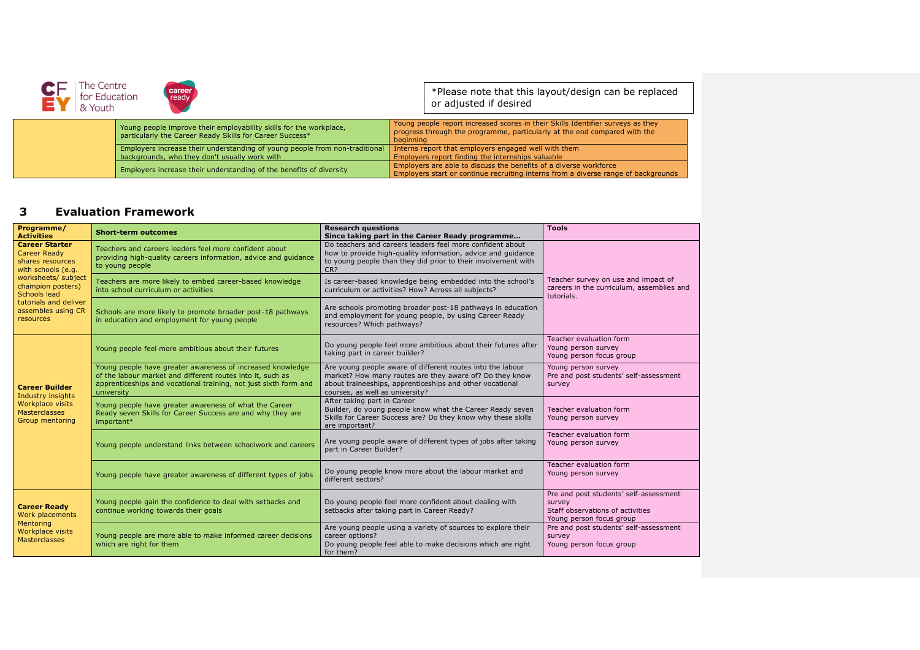*Please note that this layout/design can be replaced or adjusted if desired

| | | |
|---|---|---|
| | Young people improve their employability skills for the workplace, particularly the Career Ready Skills for Career Success* | Young people report increased scores in their Skills Identifier surveys as they progress through the programme, particularly at the end compared with the beginning |
| | Employers increase their understanding of young people from non-traditional backgrounds, who they don't usually work with | Interns report that employers engaged well with them<br>Employers report finding the internships valuable |
| | Employers increase their understanding of the benefits of diversity | Employers are able to discuss the benefits of a diverse workforce<br>Employers start or continue recruiting interns from a diverse range of backgrounds |

## 3 Evaluation Framework

| Programme/ Activities | Short-term outcomes | Research questions<br>Since taking part in the Career Ready programme… | Tools |
|---|---|---|---|
| **Career Starter**<br>Career Ready shares resources with schools (e.g. worksheets/ subject champion posters)<br>Schools lead tutorials and deliver assembles using CR resources | Teachers and careers leaders feel more confident about providing high-quality careers information, advice and guidance to young people | Do teachers and careers leaders feel more confident about how to provide high-quality information, advice and guidance to young people than they did prior to their involvement with CR? | Teacher survey on use and impact of careers in the curriculum, assemblies and tutorials. |
| | Teachers are more likely to embed career-based knowledge into school curriculum or activities | Is career-based knowledge being embedded into the school's curriculum or activities? How? Across all subjects? | |
| | Schools are more likely to promote broader post-18 pathways in education and employment for young people | Are schools promoting broader post-18 pathways in education and employment for young people, by using Career Ready resources? Which pathways? | |
| **Career Builder**<br>Industry insights<br>Workplace visits<br>Masterclasses<br>Group mentoring | Young people feel more ambitious about their futures | Do young people feel more ambitious about their futures after taking part in career builder? | Teacher evaluation form<br>Young person survey<br>Young person focus group |
| | Young people have greater awareness of increased knowledge of the labour market and different routes into it, such as apprenticeships and vocational training, not just sixth form and university | Are young people aware of different routes into the labour market? How many routes are they aware of? Do they know about traineeships, apprenticeships and other vocational courses, as well as university? | Young person survey<br>Pre and post students' self-assessment survey |
| | Young people have greater awareness of what the Career Ready seven Skills for Career Success are and why they are important* | After taking part in Career Builder, do young people know what the Career Ready seven Skills for Career Success are? Do they know why these skills are important? | Teacher evaluation form<br>Young person survey |
| | Young people understand links between schoolwork and careers | Are young people aware of different types of jobs after taking part in Career Builder? | Teacher evaluation form<br>Young person survey |
| | Young people have greater awareness of different types of jobs | Do young people know more about the labour market and different sectors? | Teacher evaluation form<br>Young person survey |
| **Career Ready**<br>Work placements<br>Mentoring<br>Workplace visits<br>Masterclasses | Young people gain the confidence to deal with setbacks and continue working towards their goals | Do young people feel more confident about dealing with setbacks after taking part in Career Ready? | Pre and post students' self-assessment survey<br>Staff observations of activities<br>Young person focus group |
| | Young people are more able to make informed career decisions which are right for them | Are young people using a variety of sources to explore their career options?<br>Do young people feel able to make decisions which are right for them? | Pre and post students' self-assessment survey<br>Young person focus group |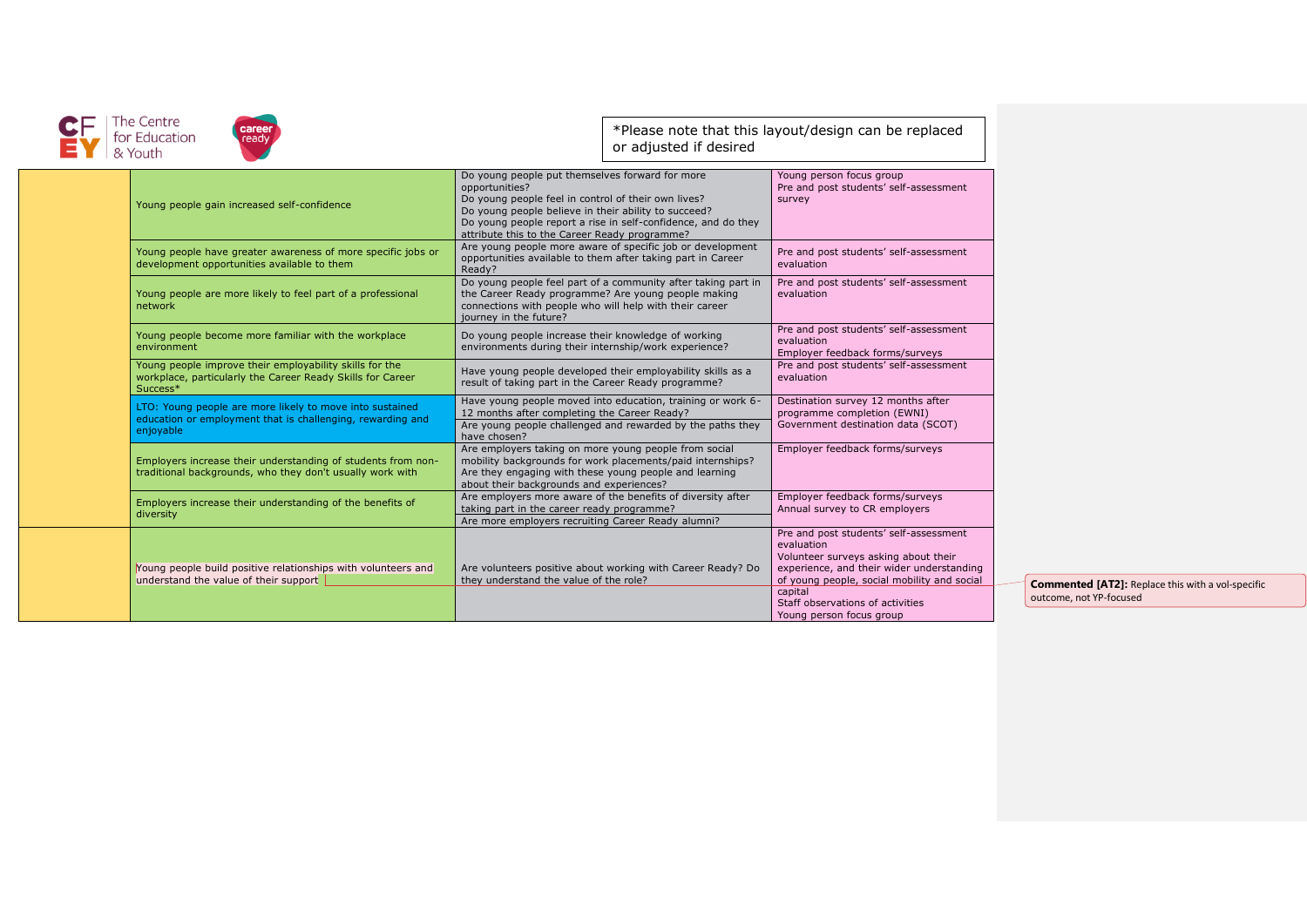*Please note that this layout/design can be replaced or adjusted if desired

| | | | |
|---|---|---|---|
| | Young people gain increased self-confidence | Do young people put themselves forward for more opportunities?<br>Do young people feel in control of their own lives?<br>Do young people believe in their ability to succeed?<br>Do young people report a rise in self-confidence, and do they attribute this to the Career Ready programme? | Young person focus group<br>Pre and post students' self-assessment survey |
| | Young people have greater awareness of more specific jobs or development opportunities available to them | Are young people more aware of specific job or development opportunities available to them after taking part in Career Ready? | Pre and post students' self-assessment evaluation |
| | Young people are more likely to feel part of a professional network | Do young people feel part of a community after taking part in the Career Ready programme? Are young people making connections with people who will help with their career journey in the future? | Pre and post students' self-assessment evaluation |
| | Young people become more familiar with the workplace environment | Do young people increase their knowledge of working environments during their internship/work experience? | Pre and post students' self-assessment evaluation<br>Employer feedback forms/surveys |
| | Young people improve their employability skills for the workplace, particularly the Career Ready Skills for Career Success* | Have young people developed their employability skills as a result of taking part in the Career Ready programme? | Pre and post students' self-assessment evaluation |
| | LTO: Young people are more likely to move into sustained education or employment that is challenging, rewarding and enjoyable | Have young people moved into education, training or work 6-12 months after completing the Career Ready?<br>Are young people challenged and rewarded by the paths they have chosen? | Destination survey 12 months after programme completion (EWNI)<br>Government destination data (SCOT) |
| | Employers increase their understanding of students from non-traditional backgrounds, who they don't usually work with | Are employers taking on more young people from social mobility backgrounds for work placements/paid internships?<br>Are they engaging with these young people and learning about their backgrounds and experiences? | Employer feedback forms/surveys |
| | Employers increase their understanding of the benefits of diversity | Are employers more aware of the benefits of diversity after taking part in the career ready programme?<br>Are more employers recruiting Career Ready alumni? | Employer feedback forms/surveys<br>Annual survey to CR employers |
| | Young people build positive relationships with volunteers and understand the value of their support | Are volunteers positive about working with Career Ready? Do they understand the value of the role? | Pre and post students' self-assessment evaluation<br>Volunteer surveys asking about their experience, and their wider understanding of young people, social mobility and social capital<br>Staff observations of activities<br>Young person focus group |

**Commented [AT2]:** Replace this with a vol-specific outcome, not YP-focused